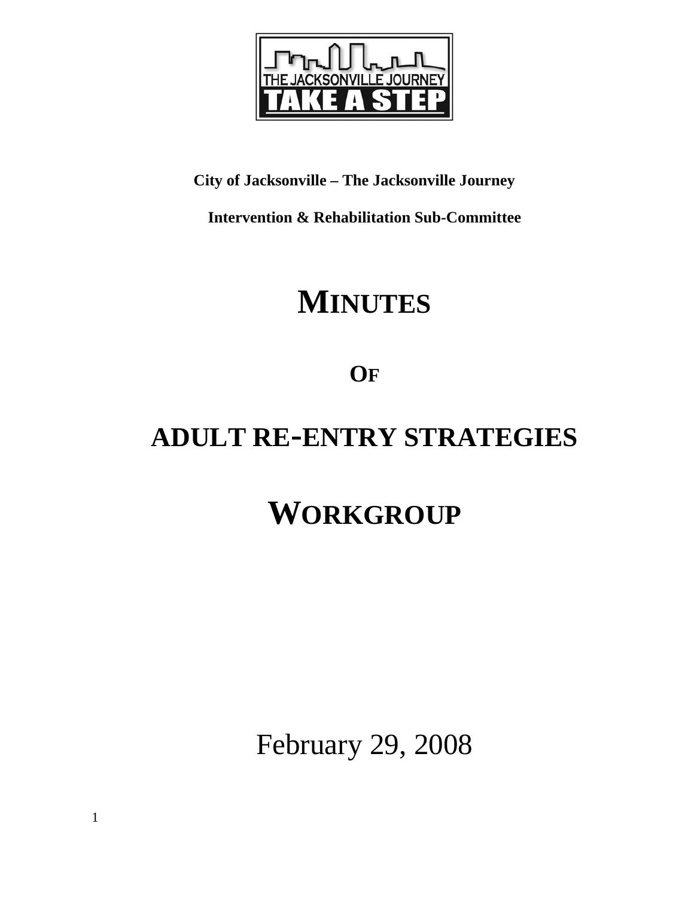**City of Jacksonville – The Jacksonville Journey**

**Intervention & Rehabilitation Sub-Committee**

# MINUTES

# OF

# ADULT RE-ENTRY STRATEGIES

# WORKGROUP

February 29, 2008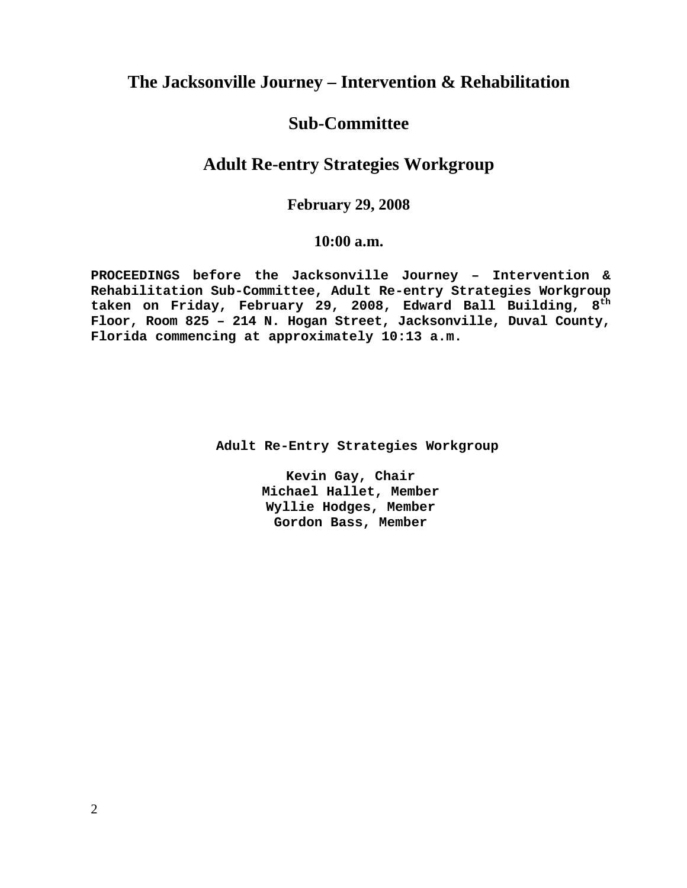# The Jacksonville Journey – Intervention & Rehabilitation

# Sub-Committee

## Adult Re-entry Strategies Workgroup

### February 29, 2008

### 10:00 a.m.

**PROCEEDINGS before the Jacksonville Journey – Intervention & Rehabilitation Sub-Committee, Adult Re-entry Strategies Workgroup taken on Friday, February 29, 2008, Edward Ball Building, 8th Floor, Room 825 – 214 N. Hogan Street, Jacksonville, Duval County, Florida commencing at approximately 10:13 a.m.**

**Adult Re-Entry Strategies Workgroup**

**Kevin Gay, Chair**
**Michael Hallet, Member**
**Wyllie Hodges, Member**
**Gordon Bass, Member**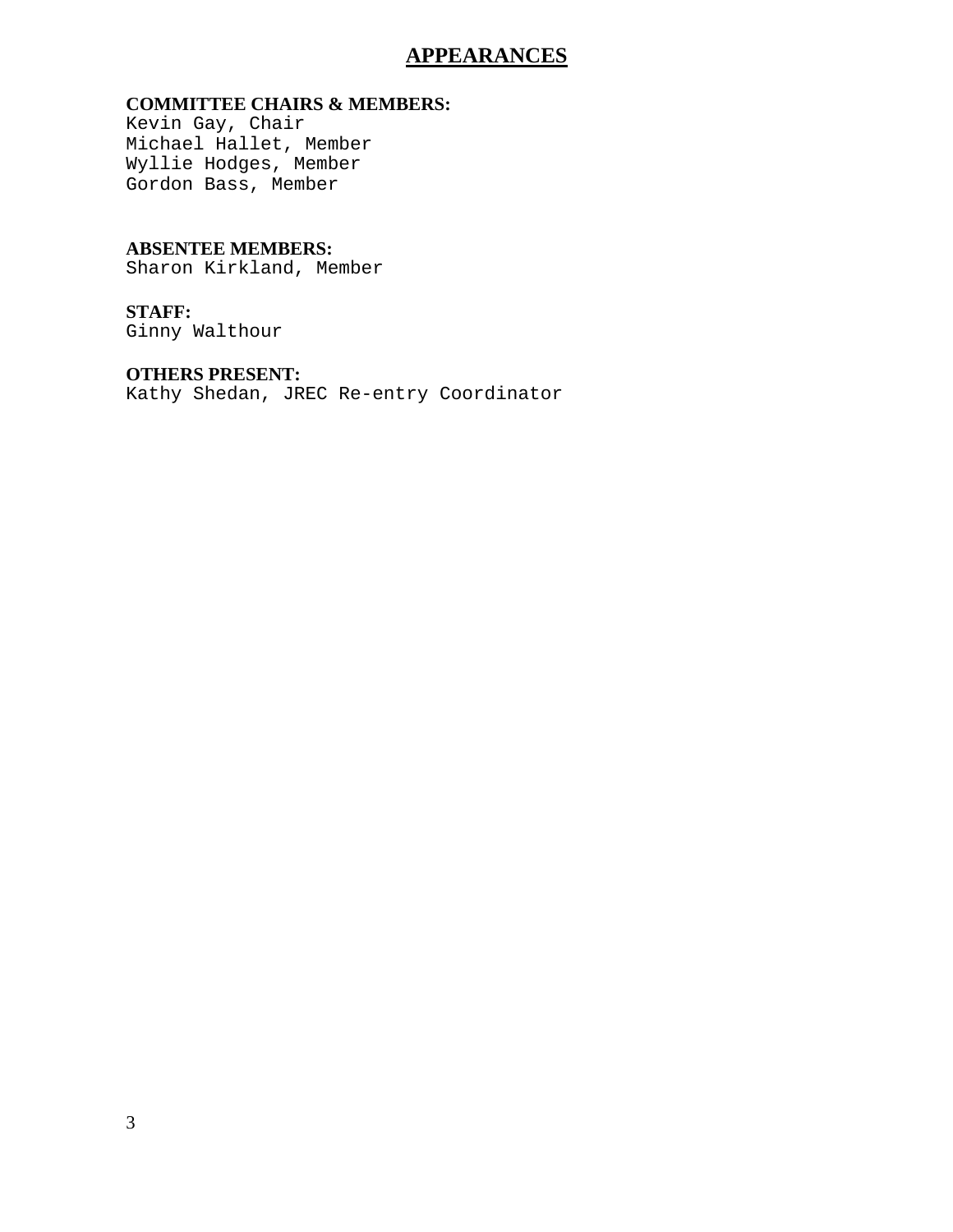# APPEARANCES

**COMMITTEE CHAIRS & MEMBERS:**
Kevin Gay, Chair
Michael Hallet, Member
Wyllie Hodges, Member
Gordon Bass, Member

**ABSENTEE MEMBERS:**
Sharon Kirkland, Member

**STAFF:**
Ginny Walthour

**OTHERS PRESENT:**
Kathy Shedan, JREC Re-entry Coordinator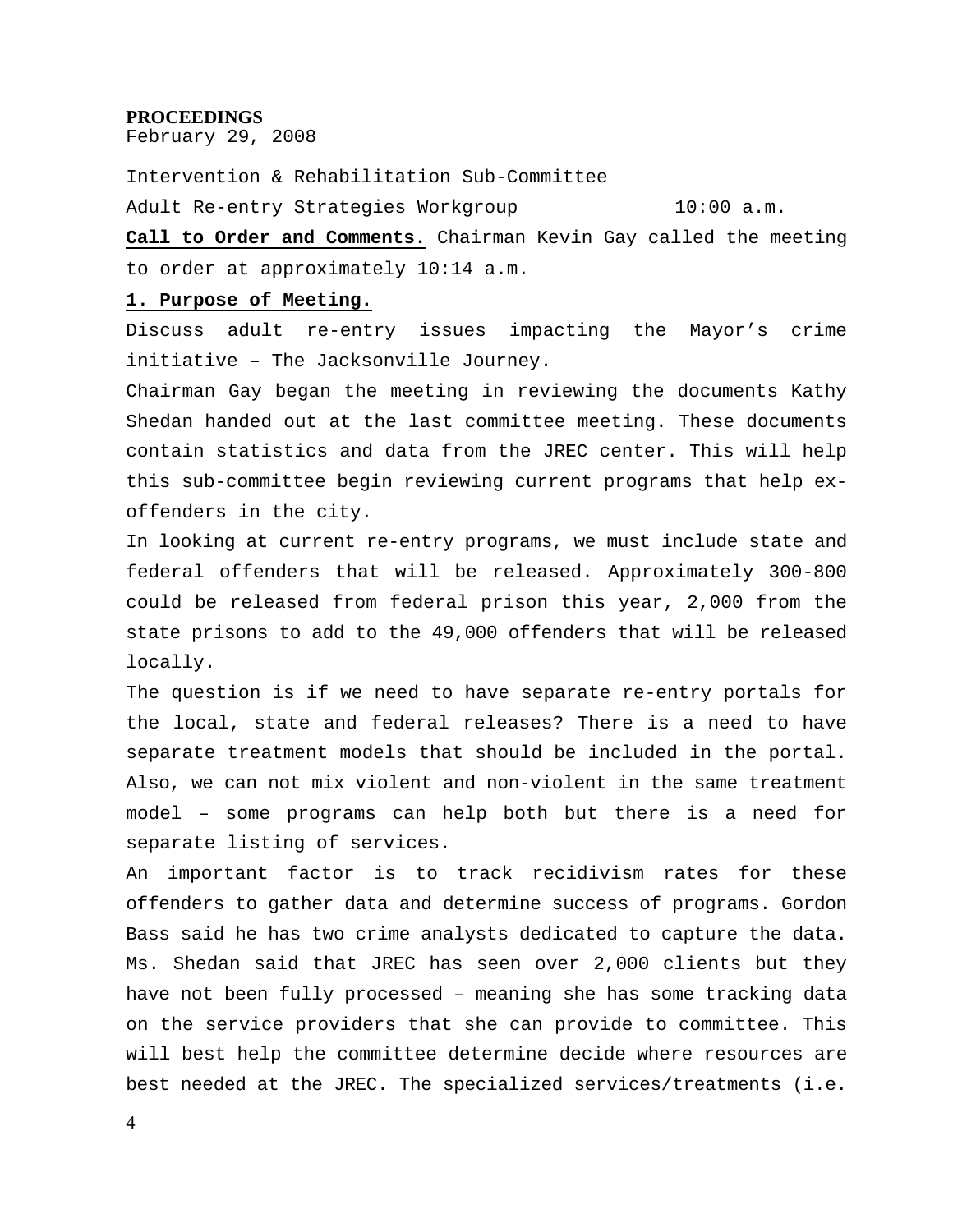**PROCEEDINGS**
February 29, 2008

Intervention & Rehabilitation Sub-Committee

Adult Re-entry Strategies Workgroup 10:00 a.m.

**Call to Order and Comments.** Chairman Kevin Gay called the meeting to order at approximately 10:14 a.m.

**1. Purpose of Meeting.**

Discuss adult re-entry issues impacting the Mayor's crime initiative – The Jacksonville Journey.

Chairman Gay began the meeting in reviewing the documents Kathy Shedan handed out at the last committee meeting. These documents contain statistics and data from the JREC center. This will help this sub-committee begin reviewing current programs that help ex-offenders in the city.

In looking at current re-entry programs, we must include state and federal offenders that will be released. Approximately 300-800 could be released from federal prison this year, 2,000 from the state prisons to add to the 49,000 offenders that will be released locally.

The question is if we need to have separate re-entry portals for the local, state and federal releases? There is a need to have separate treatment models that should be included in the portal. Also, we can not mix violent and non-violent in the same treatment model – some programs can help both but there is a need for separate listing of services.

An important factor is to track recidivism rates for these offenders to gather data and determine success of programs. Gordon Bass said he has two crime analysts dedicated to capture the data. Ms. Shedan said that JREC has seen over 2,000 clients but they have not been fully processed – meaning she has some tracking data on the service providers that she can provide to committee. This will best help the committee determine decide where resources are best needed at the JREC. The specialized services/treatments (i.e.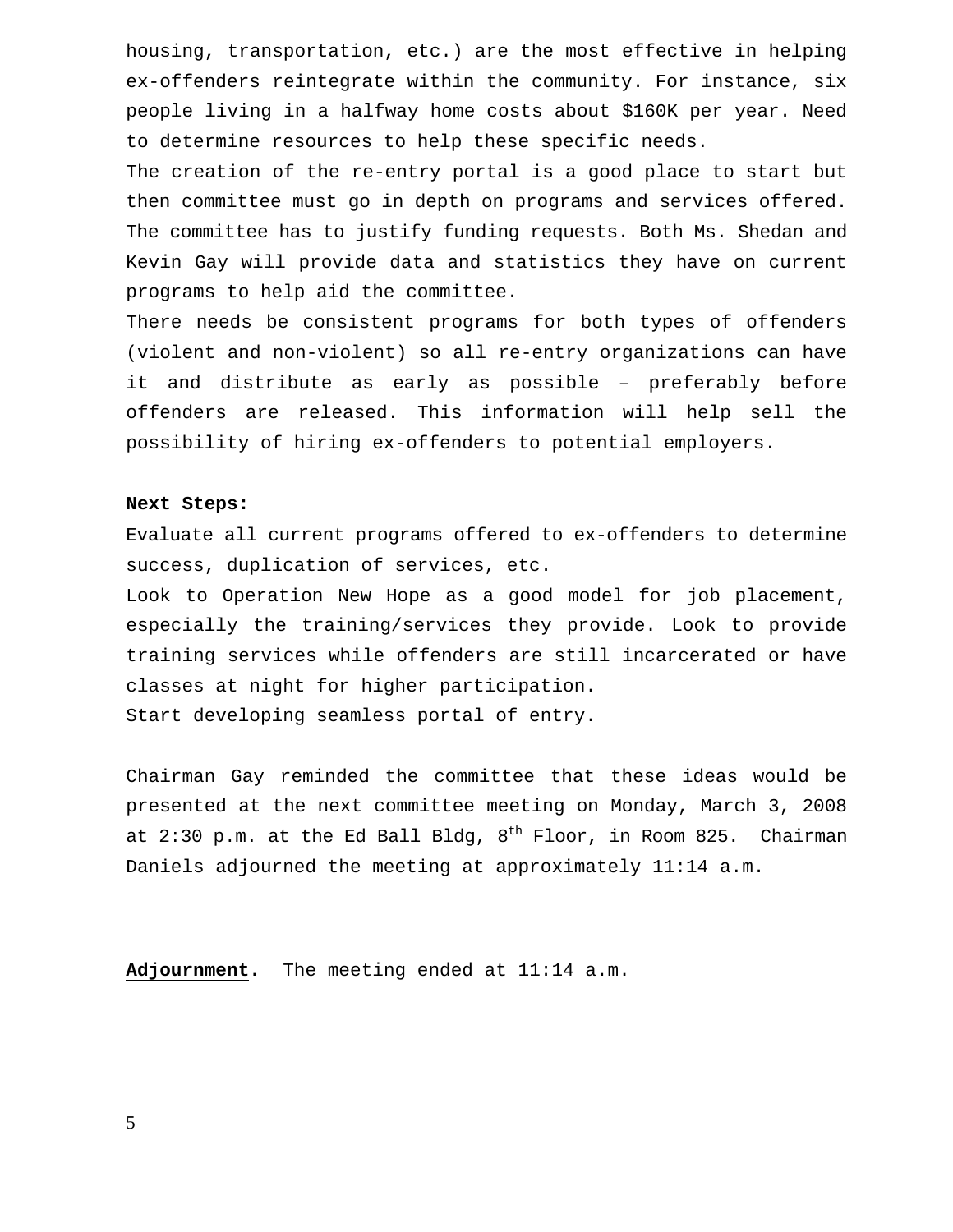housing, transportation, etc.) are the most effective in helping ex-offenders reintegrate within the community. For instance, six people living in a halfway home costs about $160K per year. Need to determine resources to help these specific needs.

The creation of the re-entry portal is a good place to start but then committee must go in depth on programs and services offered. The committee has to justify funding requests. Both Ms. Shedan and Kevin Gay will provide data and statistics they have on current programs to help aid the committee.

There needs be consistent programs for both types of offenders (violent and non-violent) so all re-entry organizations can have it and distribute as early as possible – preferably before offenders are released. This information will help sell the possibility of hiring ex-offenders to potential employers.

**Next Steps:**

Evaluate all current programs offered to ex-offenders to determine success, duplication of services, etc.

Look to Operation New Hope as a good model for job placement, especially the training/services they provide. Look to provide training services while offenders are still incarcerated or have classes at night for higher participation.

Start developing seamless portal of entry.

Chairman Gay reminded the committee that these ideas would be presented at the next committee meeting on Monday, March 3, 2008 at 2:30 p.m. at the Ed Ball Bldg, 8th Floor, in Room 825. Chairman Daniels adjourned the meeting at approximately 11:14 a.m.

**Adjournment.** The meeting ended at 11:14 a.m.